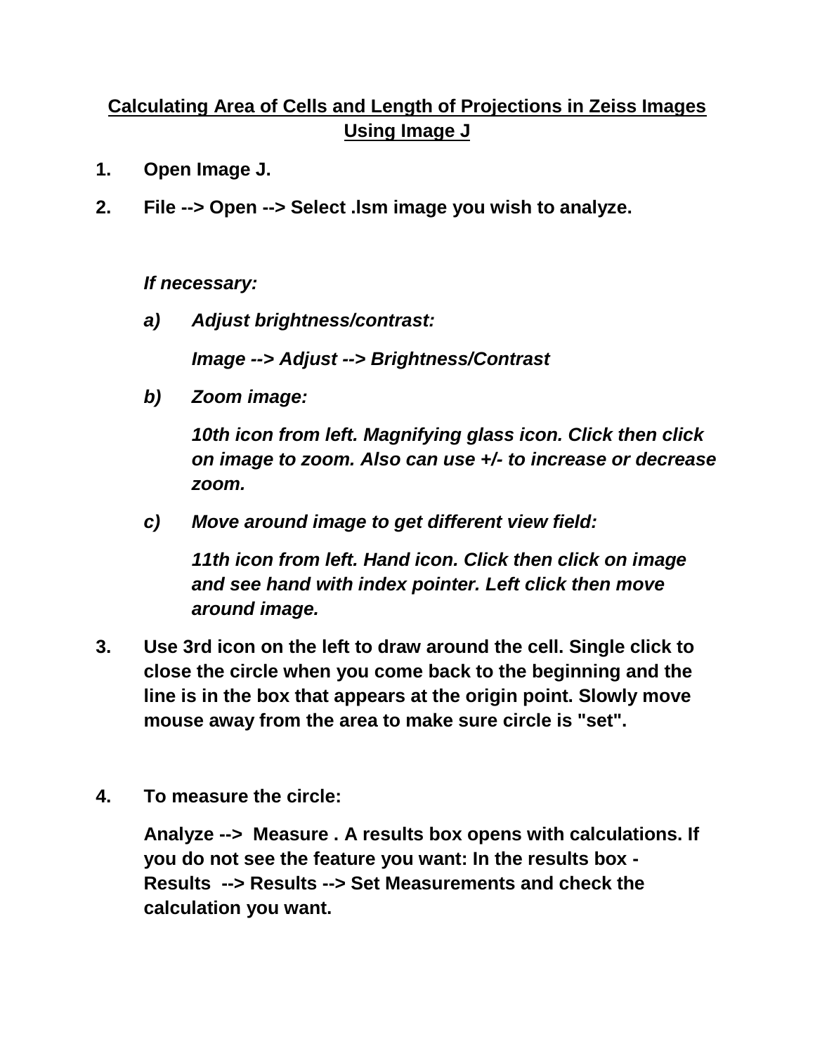# **Calculating Area of Cells and Length of Projections in Zeiss Images Using Image J**

1. **Open Image J.**
2. **File --> Open --> Select .lsm image you wish to analyze.**

   ***If necessary:***

   a) ***Adjust brightness/contrast:***

      ***Image --> Adjust --> Brightness/Contrast***

   b) ***Zoom image:***

      ***10th icon from left. Magnifying glass icon. Click then click on image to zoom. Also can use +/- to increase or decrease zoom.***

   c) ***Move around image to get different view field:***

      ***11th icon from left. Hand icon. Click then click on image and see hand with index pointer. Left click then move around image.***

3. **Use 3rd icon on the left to draw around the cell. Single click to close the circle when you come back to the beginning and the line is in the box that appears at the origin point. Slowly move mouse away from the area to make sure circle is "set".**

4. **To measure the circle:**

   **Analyze --> Measure . A results box opens with calculations. If you do not see the feature you want: In the results box - Results --> Results --> Set Measurements and check the calculation you want.**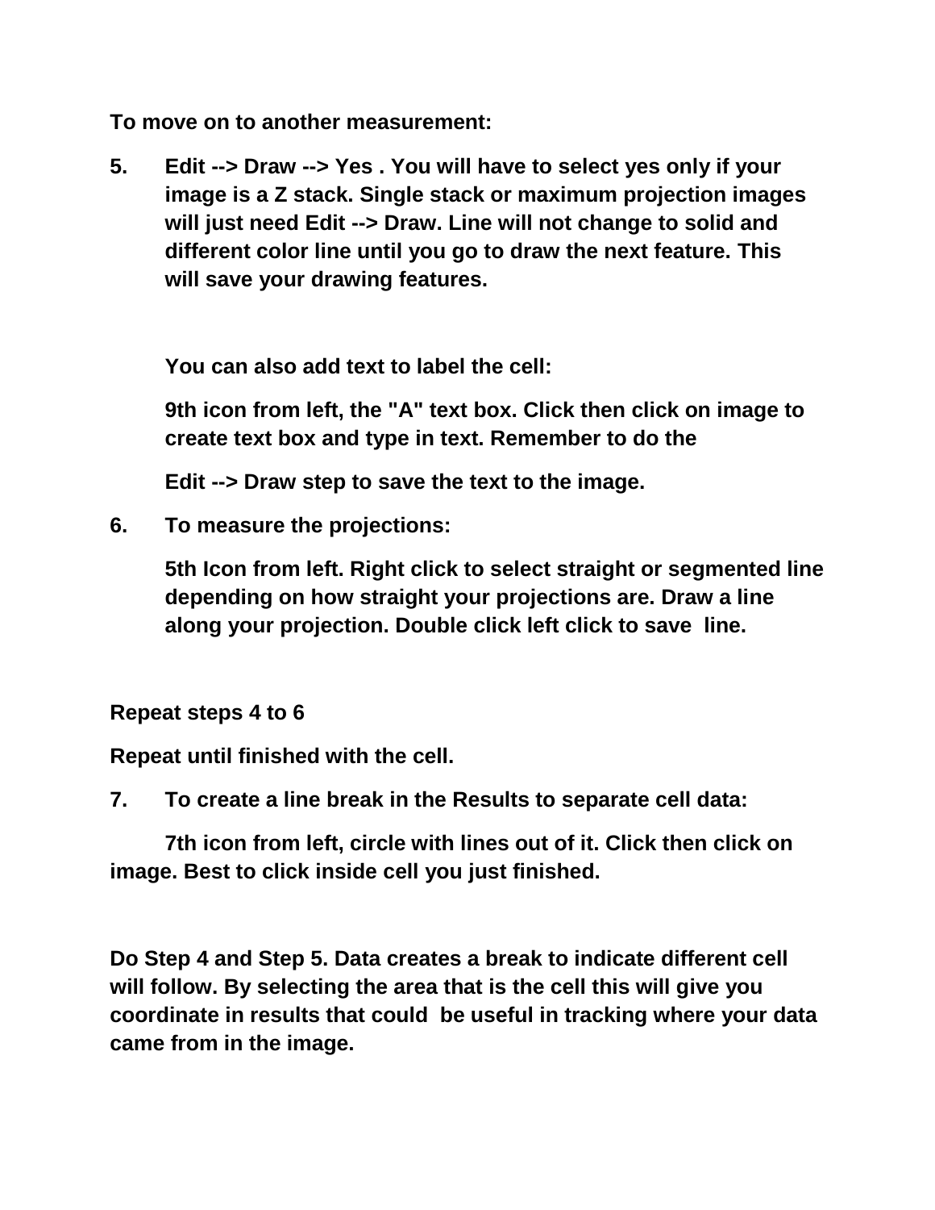**To move on to another measurement:**

5. **Edit --> Draw --> Yes . You will have to select yes only if your image is a Z stack. Single stack or maximum projection images will just need Edit --> Draw. Line will not change to solid and different color line until you go to draw the next feature. This will save your drawing features.**

   **You can also add text to label the cell:**

   **9th icon from left, the "A" text box. Click then click on image to create text box and type in text. Remember to do the**

   **Edit --> Draw step to save the text to the image.**

6. **To measure the projections:**

   **5th Icon from left. Right click to select straight or segmented line depending on how straight your projections are. Draw a line along your projection. Double click left click to save line.**

**Repeat steps 4 to 6**

**Repeat until finished with the cell.**

7. **To create a line break in the Results to separate cell data:**

   **7th icon from left, circle with lines out of it. Click then click on image. Best to click inside cell you just finished.**

**Do Step 4 and Step 5. Data creates a break to indicate different cell will follow. By selecting the area that is the cell this will give you coordinate in results that could be useful in tracking where your data came from in the image.**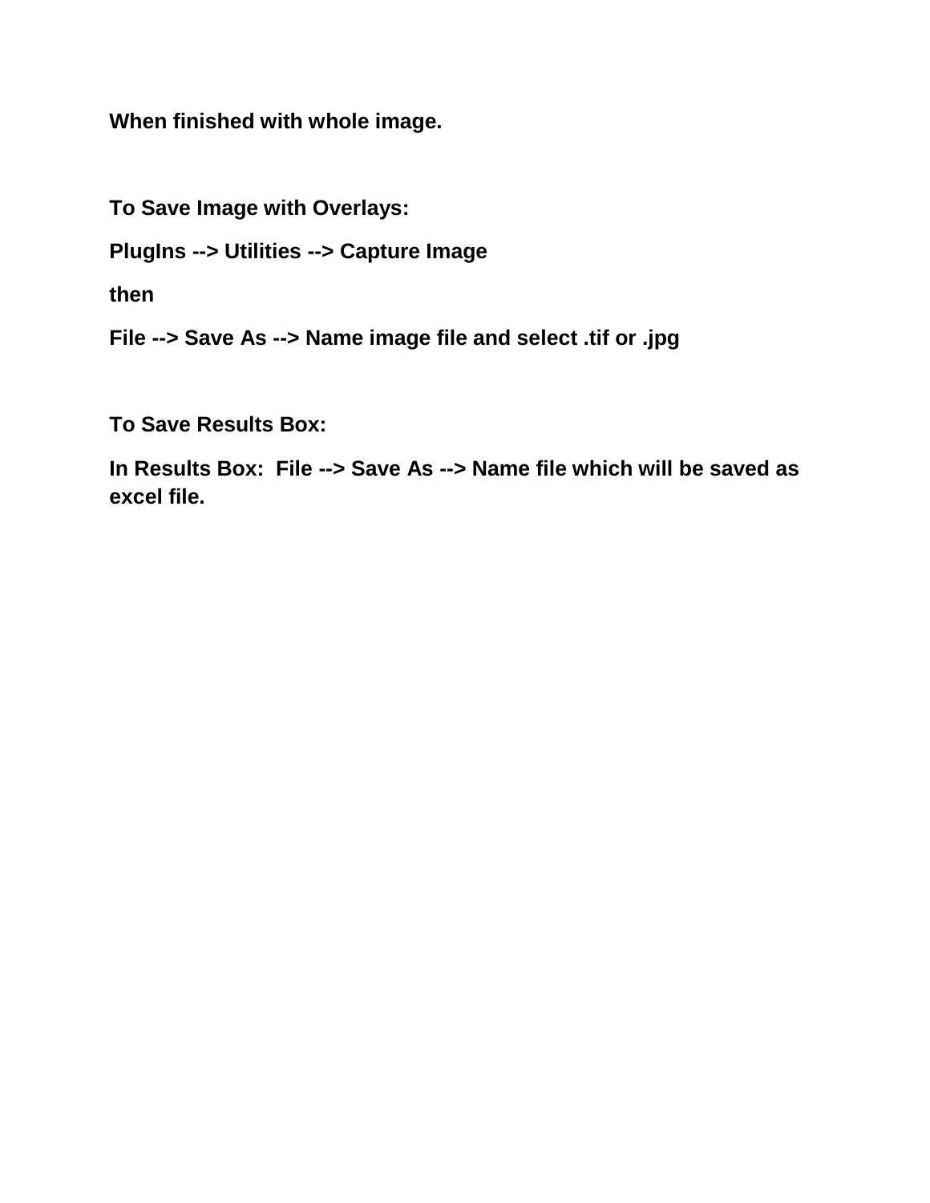**When finished with whole image.**

**To Save Image with Overlays:**

**PlugIns --> Utilities --> Capture Image**

**then**

**File --> Save As --> Name image file and select .tif or .jpg**

**To Save Results Box:**

**In Results Box: File --> Save As --> Name file which will be saved as excel file.**